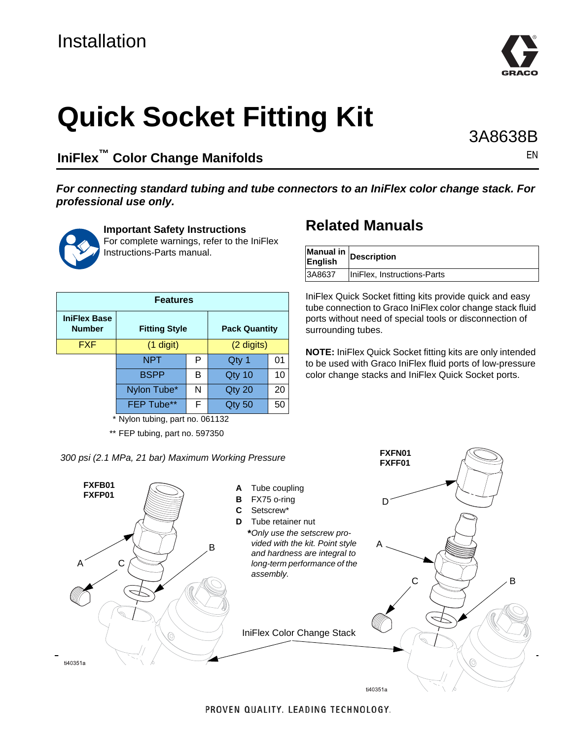Installation

# Quick Socket Fitting Kit

3A8638B

EN

## IniFlex™ Color Change Manifolds

***For connecting standard tubing and tube connectors to an IniFlex color change stack. For professional use only.***

**Important Safety Instructions**
For complete warnings, refer to the IniFlex Instructions-Parts manual.

| Features | | | | |
|---|---|---|---|---|
| **IniFlex Base Number** | **Fitting Style** | | **Pack Quantity** | |
| FXF | (1 digit) | | (2 digits) | |
| | NPT | P | Qty 1 | 01 |
| | BSPP | B | Qty 10 | 10 |
| | Nylon Tube* | N | Qty 20 | 20 |
| | FEP Tube** | F | Qty 50 | 50 |

\* Nylon tubing, part no. 061132

\*\* FEP tubing, part no. 597350

## Related Manuals

| Manual in English | Description |
|---|---|
| 3A8637 | IniFlex, Instructions-Parts |

IniFlex Quick Socket fitting kits provide quick and easy tube connection to Graco IniFlex color change stack fluid ports without need of special tools or disconnection of surrounding tubes.

**NOTE:** IniFlex Quick Socket fitting kits are only intended to be used with Graco IniFlex fluid ports of low-pressure color change stacks and IniFlex Quick Socket ports.

*300 psi (2.1 MPa, 21 bar) Maximum Working Pressure*

FXFB01
FXFP01

FXFN01
FXFF01

**A** Tube coupling
**B** FX75 o-ring
**C** Setscrew*
**D** Tube retainer nut

***Only use the setscrew provided with the kit. Point style and hardness are integral to long-term performance of the assembly.*

IniFlex Color Change Stack

ti40351a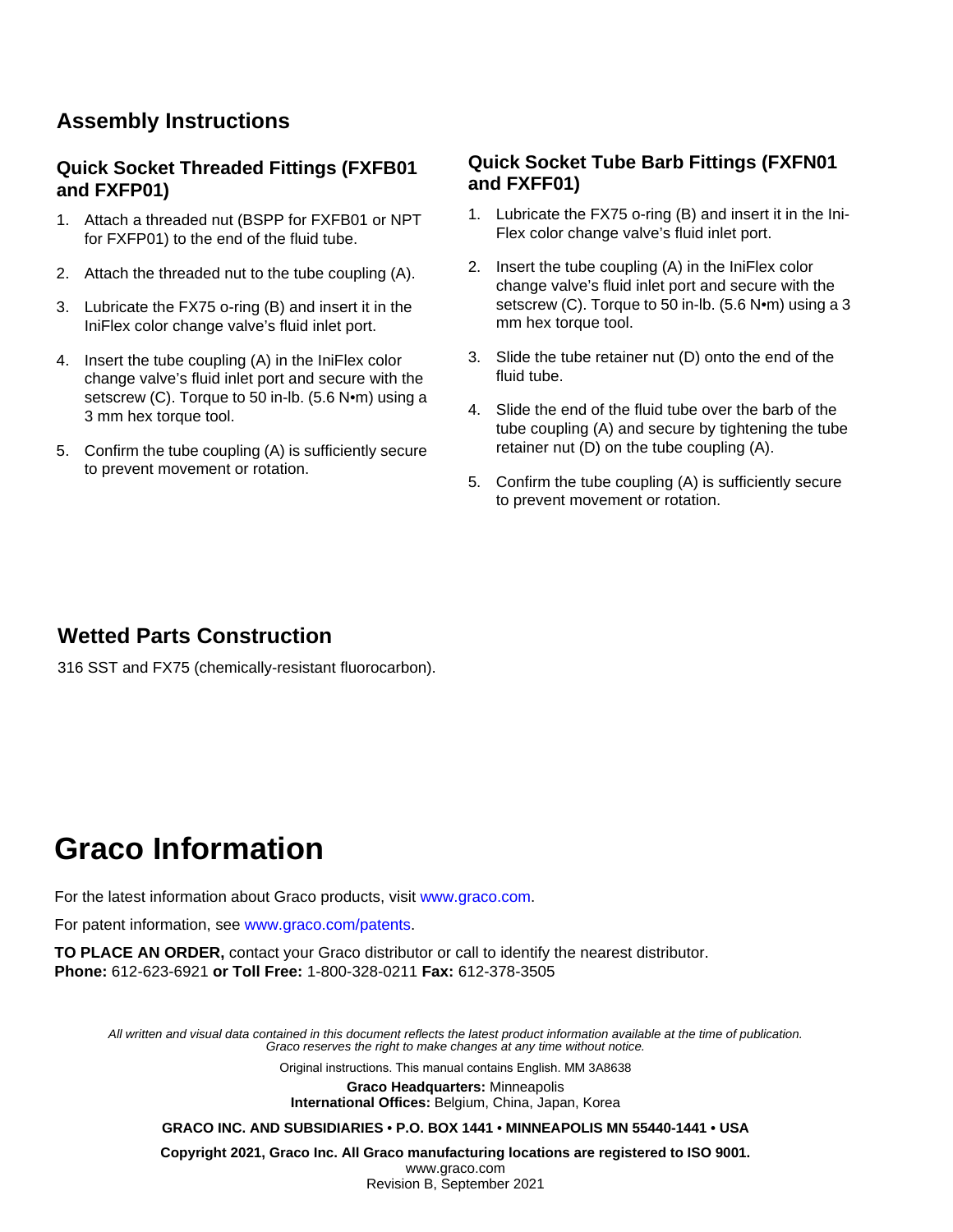## Assembly Instructions

### Quick Socket Threaded Fittings (FXFB01 and FXFP01)

1. Attach a threaded nut (BSPP for FXFB01 or NPT for FXFP01) to the end of the fluid tube.
2. Attach the threaded nut to the tube coupling (A).
3. Lubricate the FX75 o-ring (B) and insert it in the IniFlex color change valve's fluid inlet port.
4. Insert the tube coupling (A) in the IniFlex color change valve's fluid inlet port and secure with the setscrew (C). Torque to 50 in-lb. (5.6 N•m) using a 3 mm hex torque tool.
5. Confirm the tube coupling (A) is sufficiently secure to prevent movement or rotation.

### Quick Socket Tube Barb Fittings (FXFN01 and FXFF01)

1. Lubricate the FX75 o-ring (B) and insert it in the IniFlex color change valve's fluid inlet port.
2. Insert the tube coupling (A) in the IniFlex color change valve's fluid inlet port and secure with the setscrew (C). Torque to 50 in-lb. (5.6 N•m) using a 3 mm hex torque tool.
3. Slide the tube retainer nut (D) onto the end of the fluid tube.
4. Slide the end of the fluid tube over the barb of the tube coupling (A) and secure by tightening the tube retainer nut (D) on the tube coupling (A).
5. Confirm the tube coupling (A) is sufficiently secure to prevent movement or rotation.

## Wetted Parts Construction

316 SST and FX75 (chemically-resistant fluorocarbon).

# Graco Information

For the latest information about Graco products, visit www.graco.com.

For patent information, see www.graco.com/patents.

**TO PLACE AN ORDER,** contact your Graco distributor or call to identify the nearest distributor.
**Phone:** 612-623-6921 **or Toll Free:** 1-800-328-0211 **Fax:** 612-378-3505

*All written and visual data contained in this document reflects the latest product information available at the time of publication. Graco reserves the right to make changes at any time without notice.*

Original instructions. This manual contains English. MM 3A8638

**Graco Headquarters:** Minneapolis
**International Offices:** Belgium, China, Japan, Korea

**GRACO INC. AND SUBSIDIARIES • P.O. BOX 1441 • MINNEAPOLIS MN 55440-1441 • USA**

**Copyright 2021, Graco Inc. All Graco manufacturing locations are registered to ISO 9001.**
www.graco.com
Revision B, September 2021